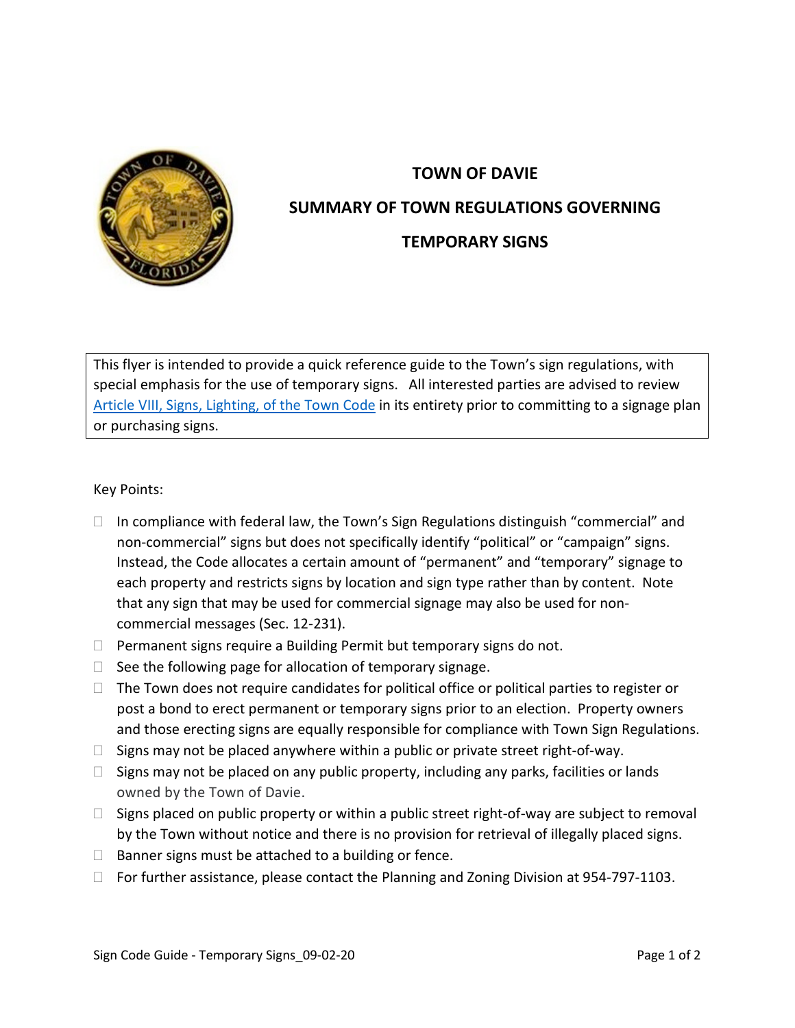# TOWN OF DAVIE

## SUMMARY OF TOWN REGULATIONS GOVERNING

## TEMPORARY SIGNS

This flyer is intended to provide a quick reference guide to the Town's sign regulations, with special emphasis for the use of temporary signs. All interested parties are advised to review [Article VIII, Signs, Lighting, of the Town Code]() in its entirety prior to committing to a signage plan or purchasing signs.

Key Points:

- In compliance with federal law, the Town's Sign Regulations distinguish "commercial" and non-commercial" signs but does not specifically identify "political" or "campaign" signs. Instead, the Code allocates a certain amount of "permanent" and "temporary" signage to each property and restricts signs by location and sign type rather than by content. Note that any sign that may be used for commercial signage may also be used for non-commercial messages (Sec. 12-231).
- Permanent signs require a Building Permit but temporary signs do not.
- See the following page for allocation of temporary signage.
- The Town does not require candidates for political office or political parties to register or post a bond to erect permanent or temporary signs prior to an election. Property owners and those erecting signs are equally responsible for compliance with Town Sign Regulations.
- Signs may not be placed anywhere within a public or private street right-of-way.
- Signs may not be placed on any public property, including any parks, facilities or lands owned by the Town of Davie.
- Signs placed on public property or within a public street right-of-way are subject to removal by the Town without notice and there is no provision for retrieval of illegally placed signs.
- Banner signs must be attached to a building or fence.
- For further assistance, please contact the Planning and Zoning Division at 954-797-1103.

Sign Code Guide - Temporary Signs_09-02-20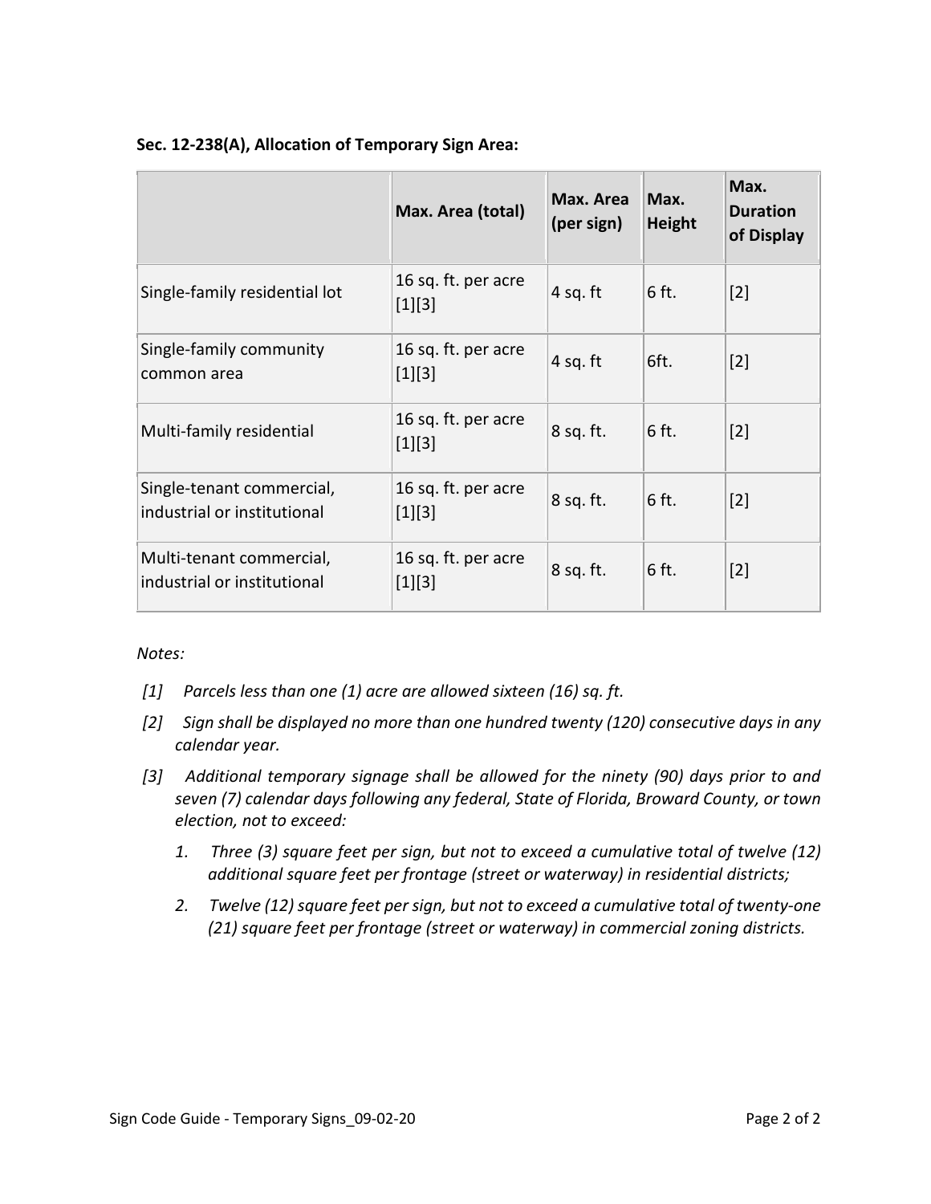**Sec. 12-238(A), Allocation of Temporary Sign Area:**

| | Max. Area (total) | Max. Area (per sign) | Max. Height | Max. Duration of Display |
|---|---|---|---|---|
| Single-family residential lot | 16 sq. ft. per acre [1][3] | 4 sq. ft | 6 ft. | [2] |
| Single-family community common area | 16 sq. ft. per acre [1][3] | 4 sq. ft | 6ft. | [2] |
| Multi-family residential | 16 sq. ft. per acre [1][3] | 8 sq. ft. | 6 ft. | [2] |
| Single-tenant commercial, industrial or institutional | 16 sq. ft. per acre [1][3] | 8 sq. ft. | 6 ft. | [2] |
| Multi-tenant commercial, industrial or institutional | 16 sq. ft. per acre [1][3] | 8 sq. ft. | 6 ft. | [2] |

*Notes:*

*[1] Parcels less than one (1) acre are allowed sixteen (16) sq. ft.*

*[2] Sign shall be displayed no more than one hundred twenty (120) consecutive days in any calendar year.*

*[3] Additional temporary signage shall be allowed for the ninety (90) days prior to and seven (7) calendar days following any federal, State of Florida, Broward County, or town election, not to exceed:*

1. *Three (3) square feet per sign, but not to exceed a cumulative total of twelve (12) additional square feet per frontage (street or waterway) in residential districts;*
2. *Twelve (12) square feet per sign, but not to exceed a cumulative total of twenty-one (21) square feet per frontage (street or waterway) in commercial zoning districts.*